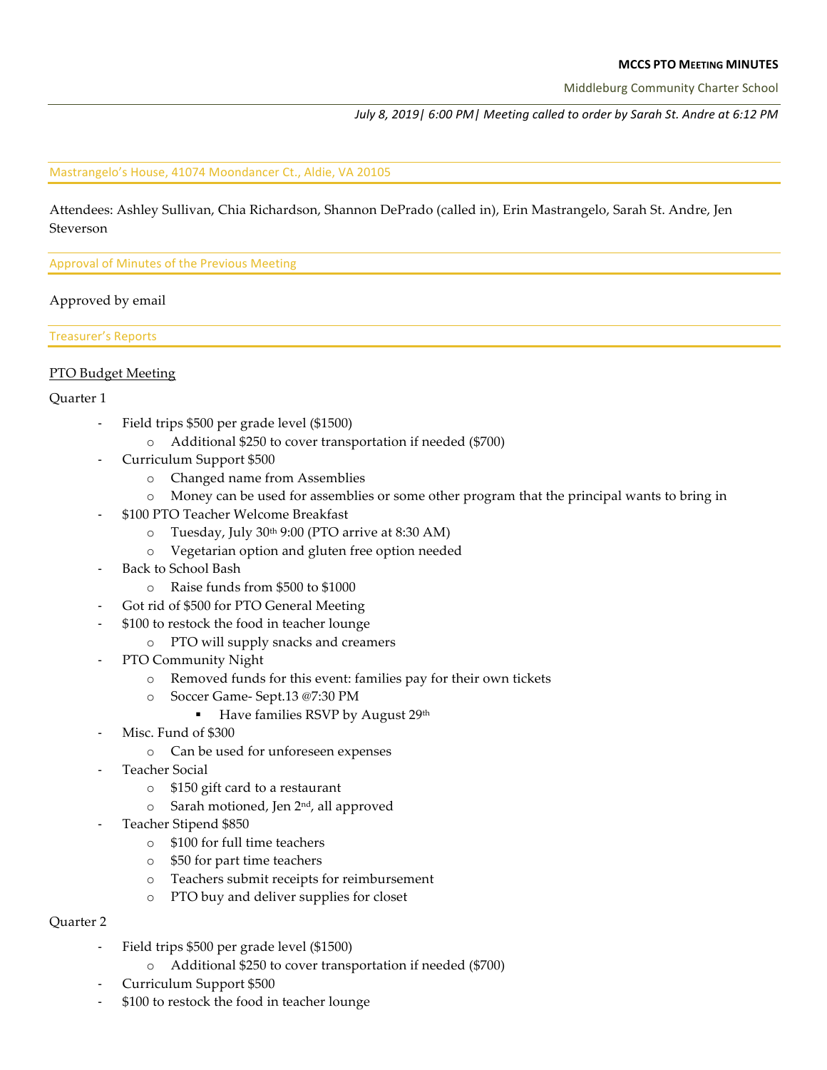**MCCS PTO MEETING MINUTES**

Middleburg Community Charter School

*July 8, 2019| 6:00 PM| Meeting called to order by Sarah St. Andre at 6:12 PM*

## Mastrangelo's House, 41074 Moondancer Ct., Aldie, VA 20105

Attendees: Ashley Sullivan, Chia Richardson, Shannon DePrado (called in), Erin Mastrangelo, Sarah St. Andre, Jen Steverson

## Approval of Minutes of the Previous Meeting

Approved by email

## Treasurer's Reports

<u>PTO Budget Meeting</u>

Quarter 1

- Field trips $500 per grade level ($1500)
  - Additional $250 to cover transportation if needed ($700)
- Curriculum Support $500
  - Changed name from Assemblies
  - Money can be used for assemblies or some other program that the principal wants to bring in
- $100 PTO Teacher Welcome Breakfast
  - Tuesday, July 30th 9:00 (PTO arrive at 8:30 AM)
  - Vegetarian option and gluten free option needed
- Back to School Bash
  - Raise funds from $500 to $1000
- Got rid of $500 for PTO General Meeting
- $100 to restock the food in teacher lounge
  - PTO will supply snacks and creamers
- PTO Community Night
  - Removed funds for this event: families pay for their own tickets
  - Soccer Game- Sept.13 @7:30 PM
    - Have families RSVP by August 29th
- Misc. Fund of $300
  - Can be used for unforeseen expenses
- Teacher Social
  - $150 gift card to a restaurant
  - Sarah motioned, Jen 2nd, all approved
- Teacher Stipend $850
  - $100 for full time teachers
  - $50 for part time teachers
  - Teachers submit receipts for reimbursement
  - PTO buy and deliver supplies for closet

Quarter 2

- Field trips $500 per grade level ($1500)
  - Additional $250 to cover transportation if needed ($700)
- Curriculum Support $500
- $100 to restock the food in teacher lounge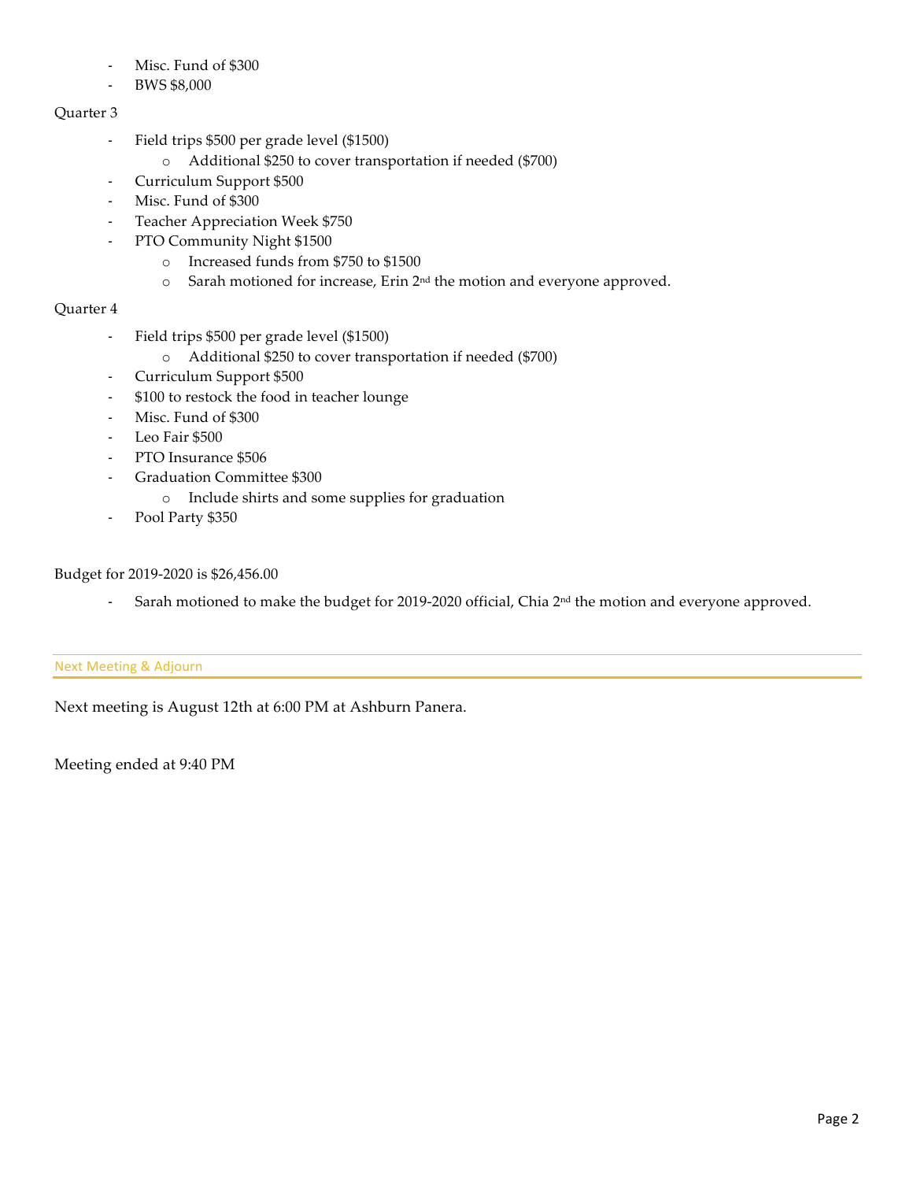- Misc. Fund of $300
- BWS $8,000

Quarter 3

- Field trips $500 per grade level ($1500)
  - Additional $250 to cover transportation if needed ($700)
- Curriculum Support $500
- Misc. Fund of $300
- Teacher Appreciation Week $750
- PTO Community Night $1500
  - Increased funds from $750 to $1500
  - Sarah motioned for increase, Erin 2nd the motion and everyone approved.

Quarter 4

- Field trips $500 per grade level ($1500)
  - Additional $250 to cover transportation if needed ($700)
- Curriculum Support $500
- $100 to restock the food in teacher lounge
- Misc. Fund of $300
- Leo Fair $500
- PTO Insurance $506
- Graduation Committee $300
  - Include shirts and some supplies for graduation
- Pool Party $350

Budget for 2019-2020 is $26,456.00

- Sarah motioned to make the budget for 2019-2020 official, Chia 2nd the motion and everyone approved.

## Next Meeting & Adjourn

Next meeting is August 12th at 6:00 PM at Ashburn Panera.

Meeting ended at 9:40 PM